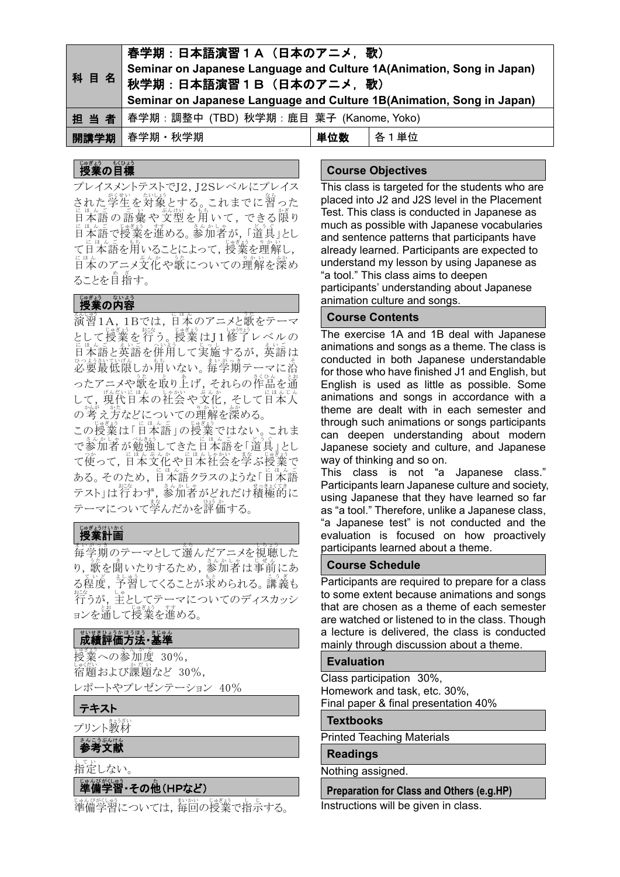| 科目名 | 春学期：日本語演習１Ａ（日本のアニメ，歌）<br>Seminar on Japanese Language and Culture 1A(Animation, Song in Japan)<br>秋学期：日本語演習１Ｂ（日本のアニメ，歌）<br>Seminar on Japanese Language and Culture 1B(Animation, Song in Japan) | | |
|---|---|---|---|
| 担当者 | 春学期：調整中 (TBD) 秋学期：鹿目 葉子 (Kanome, Yoko) | | |
| 開講学期 | 春学期・秋学期 | 単位数 | 各１単位 |

## 授業の目標

プレイスメントテストでJ2，J2Sレベルにプレイスされた学生を対象とする。これまでに習った日本語の語彙や文型を用いて，できる限り日本語で授業を進める。参加者が，「道具」として日本語を用いることによって，授業を理解し，日本のアニメ文化や歌についての理解を深めることを目指す。

## 授業の内容

演習1A，1Bでは，日本のアニメと歌をテーマとして授業を行う。授業はJ1修了レベルの日本語と英語を併用して実施するが，英語は必要最低限しか用いない。毎学期テーマに沿ったアニメや歌を取り上げ，それらの作品を通して，現代日本の社会や文化，そして日本人の考え方などについての理解を深める。

この授業は「日本語」の授業ではない。これまで参加者が勉強してきた日本語を「道具」として使って，日本文化や日本社会を学ぶ授業である。そのため，日本語クラスのような「日本語テスト」は行わず，参加者がどれだけ積極的にテーマについて学んだかを評価する。

## 授業計画

毎学期のテーマとして選んだアニメを視聴したり，歌を聞いたりするため，参加者は事前にある程度，予習してくることが求められる。講義も行うが，主としてテーマについてのディスカッションを通して授業を進める。

## 成績評価方法・基準

授業への参加度　30%，
宿題および課題など　30%，
レポートやプレゼンテーション　40%

## テキスト

プリント教材

## 参考文献

指定しない。

## 準備学習・その他（HPなど）

準備学習については，毎回の授業で指示する。

## Course Objectives

This class is targeted for the students who are placed into J2 and J2S level in the Placement Test. This class is conducted in Japanese as much as possible with Japanese vocabularies and sentence patterns that participants have already learned. Participants are expected to understand my lesson by using Japanese as "a tool." This class aims to deepen participants' understanding about Japanese animation culture and songs.

## Course Contents

The exercise 1A and 1B deal with Japanese animations and songs as a theme. The class is conducted in both Japanese understandable for those who have finished J1 and English, but English is used as little as possible. Some animations and songs in accordance with a theme are dealt with in each semester and through such animations or songs participants can deepen understanding about modern Japanese society and culture, and Japanese way of thinking and so on.

This class is not "a Japanese class." Participants learn Japanese culture and society, using Japanese that they have learned so far as "a tool." Therefore, unlike a Japanese class, "a Japanese test" is not conducted and the evaluation is focused on how proactively participants learned about a theme.

## Course Schedule

Participants are required to prepare for a class to some extent because animations and songs that are chosen as a theme of each semester are watched or listened to in the class. Though a lecture is delivered, the class is conducted mainly through discussion about a theme.

## Evaluation

Class participation 30%,
Homework and task, etc. 30%,
Final paper & final presentation 40%

## Textbooks

Printed Teaching Materials

## Readings

Nothing assigned.

## Preparation for Class and Others (e.g.HP)

Instructions will be given in class.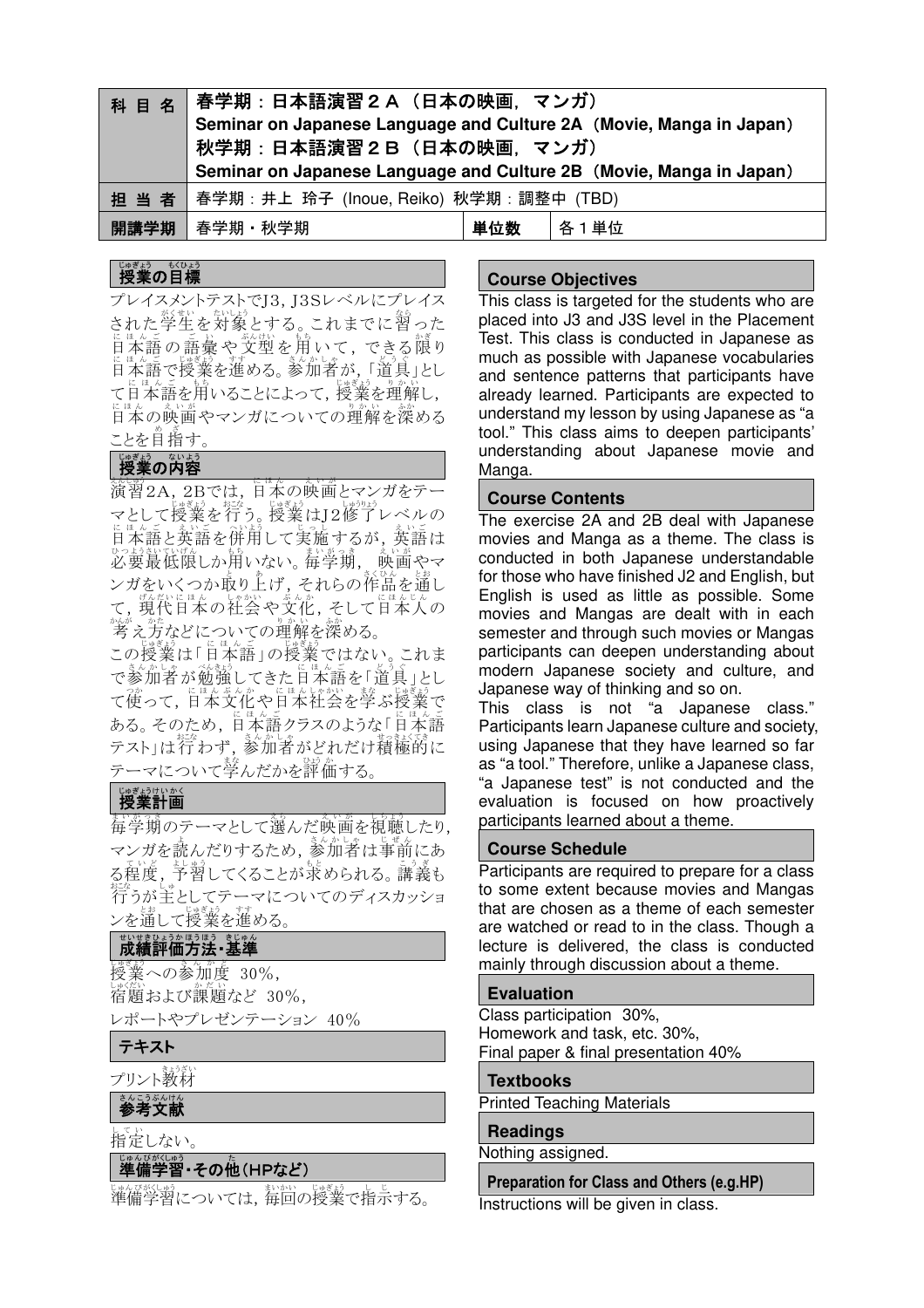| 科目名 | 春学期：日本語演習２Ａ（日本の映画，マンガ）<br>Seminar on Japanese Language and Culture 2A（Movie, Manga in Japan）<br>秋学期：日本語演習２Ｂ（日本の映画，マンガ）<br>Seminar on Japanese Language and Culture 2B（Movie, Manga in Japan） | | |
|---|---|---|---|
| 担当者 | 春学期：井上 玲子 (Inoue, Reiko) 秋学期：調整中 (TBD) | | |
| 開講学期 | 春学期・秋学期 | 単位数 | 各１単位 |

## 授業の目標

プレイスメントテストでJ3，J3Sレベルにプレイスされた学生を対象とする。これまでに習った日本語の語彙や文型を用いて，できる限り日本語で授業を進める。参加者が，「道具」として日本語を用いることによって，授業を理解し，日本の映画やマンガについての理解を深めることを目指す。

## 授業の内容

演習2A，2Bでは，日本の映画とマンガをテーマとして授業を行う。授業はJ2修了レベルの日本語と英語を併用して実施するが，英語は必要最低限しか用いない。毎学期，映画やマンガをいくつか取り上げ，それらの作品を通して，現代日本の社会や文化，そして日本人の考え方などについての理解を深める。

この授業は「日本語」の授業ではない。これまで参加者が勉強してきた日本語を「道具」として使って，日本文化や日本社会を学ぶ授業である。そのため，日本語クラスのような「日本語テスト」は行わず，参加者がどれだけ積極的にテーマについて学んだかを評価する。

## 授業計画

毎学期のテーマとして選んだ映画を視聴したり，マンガを読んだりするため，参加者は事前にある程度，予習してくることが求められる。講義も行うが主としてテーマについてのディスカッションを通して授業を進める。

## 成績評価方法・基準

授業への参加度 30%，
宿題および課題など 30%，
レポートやプレゼンテーション 40%

## テキスト

プリント教材

## 参考文献

指定しない。

## 準備学習・その他（HPなど）

準備学習については，毎回の授業で指示する。

## Course Objectives

This class is targeted for the students who are placed into J3 and J3S level in the Placement Test. This class is conducted in Japanese as much as possible with Japanese vocabularies and sentence patterns that participants have already learned. Participants are expected to understand my lesson by using Japanese as "a tool." This class aims to deepen participants' understanding about Japanese movie and Manga.

## Course Contents

The exercise 2A and 2B deal with Japanese movies and Manga as a theme. The class is conducted in both Japanese understandable for those who have finished J2 and English, but English is used as little as possible. Some movies and Mangas are dealt with in each semester and through such movies or Mangas participants can deepen understanding about modern Japanese society and culture, and Japanese way of thinking and so on.

This class is not "a Japanese class." Participants learn Japanese culture and society, using Japanese that they have learned so far as "a tool." Therefore, unlike a Japanese class, "a Japanese test" is not conducted and the evaluation is focused on how proactively participants learned about a theme.

## Course Schedule

Participants are required to prepare for a class to some extent because movies and Mangas that are chosen as a theme of each semester are watched or read to in the class. Though a lecture is delivered, the class is conducted mainly through discussion about a theme.

## Evaluation

Class participation 30%,
Homework and task, etc. 30%,
Final paper & final presentation 40%

## Textbooks

Printed Teaching Materials

## Readings

Nothing assigned.

## Preparation for Class and Others (e.g.HP)

Instructions will be given in class.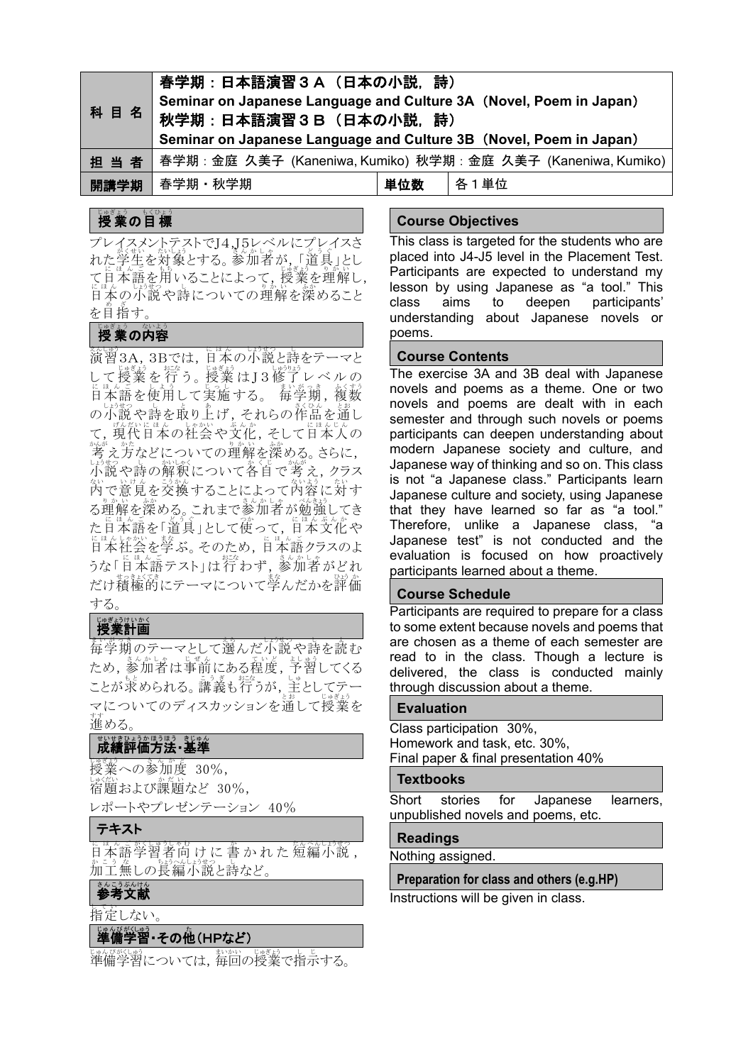| | | | |
|---|---|---|---|
| 科目名 | 春学期：日本語演習３Ａ（日本の小説，詩）<br>Seminar on Japanese Language and Culture 3A（Novel, Poem in Japan）<br>秋学期：日本語演習３Ｂ（日本の小説，詩）<br>Seminar on Japanese Language and Culture 3B（Novel, Poem in Japan） | | |
| 担当者 | 春学期：金庭 久美子 (Kaneniwa, Kumiko) 秋学期：金庭 久美子 (Kaneniwa, Kumiko) | | |
| 開講学期 | 春学期・秋学期 | 単位数 | 各１単位 |

## 授業の目標

プレイスメントテストでJ4,J5レベルにプレイスされた学生を対象とする。参加者が，「道具」として日本語を用いることによって，授業を理解し，日本の小説や詩についての理解を深めることを目指す。

## 授業の内容

演習3A，3Bでは，日本の小説と詩をテーマとして授業を行う。授業はJ3修了レベルの日本語を使用して実施する。毎学期，複数の小説や詩を取り上げ，それらの作品を通して，現代日本の社会や文化，そして日本人の考え方などについての理解を深める。さらに，小説や詩の解釈について各自で考え，クラス内で意見を交換することによって内容に対する理解を深める。これまで参加者が勉強してきた日本語を「道具」として使って，日本文化や日本社会を学ぶ。そのため，日本語クラスのような「日本語テスト」は行わず，参加者がどれだけ積極的にテーマについて学んだかを評価する。

## 授業計画

毎学期のテーマとして選んだ小説や詩を読むため，参加者は事前にある程度，予習してくることが求められる。講義も行うが，主としてテーマについてのディスカッションを通して授業を進める。

## 成績評価方法・基準

授業への参加度 30%，
宿題および課題など 30%，
レポートやプレゼンテーション 40%

## テキスト

日本語学習者向けに書かれた短編小説，加工無しの長編小説と詩など。

## 参考文献

指定しない。

## 準備学習・その他（HPなど）

準備学習については，毎回の授業で指示する。

## Course Objectives

This class is targeted for the students who are placed into J4-J5 level in the Placement Test. Participants are expected to understand my lesson by using Japanese as "a tool." This class aims to deepen participants' understanding about Japanese novels or poems.

## Course Contents

The exercise 3A and 3B deal with Japanese novels and poems as a theme. One or two novels and poems are dealt with in each semester and through such novels or poems participants can deepen understanding about modern Japanese society and culture, and Japanese way of thinking and so on. This class is not "a Japanese class." Participants learn Japanese culture and society, using Japanese that they have learned so far as "a tool." Therefore, unlike a Japanese class, "a Japanese test" is not conducted and the evaluation is focused on how proactively participants learned about a theme.

## Course Schedule

Participants are required to prepare for a class to some extent because novels and poems that are chosen as a theme of each semester are read to in the class. Though a lecture is delivered, the class is conducted mainly through discussion about a theme.

## Evaluation

Class participation 30%,
Homework and task, etc. 30%,
Final paper & final presentation 40%

## Textbooks

Short stories for Japanese learners, unpublished novels and poems, etc.

## Readings

Nothing assigned.

## Preparation for class and others (e.g.HP)

Instructions will be given in class.